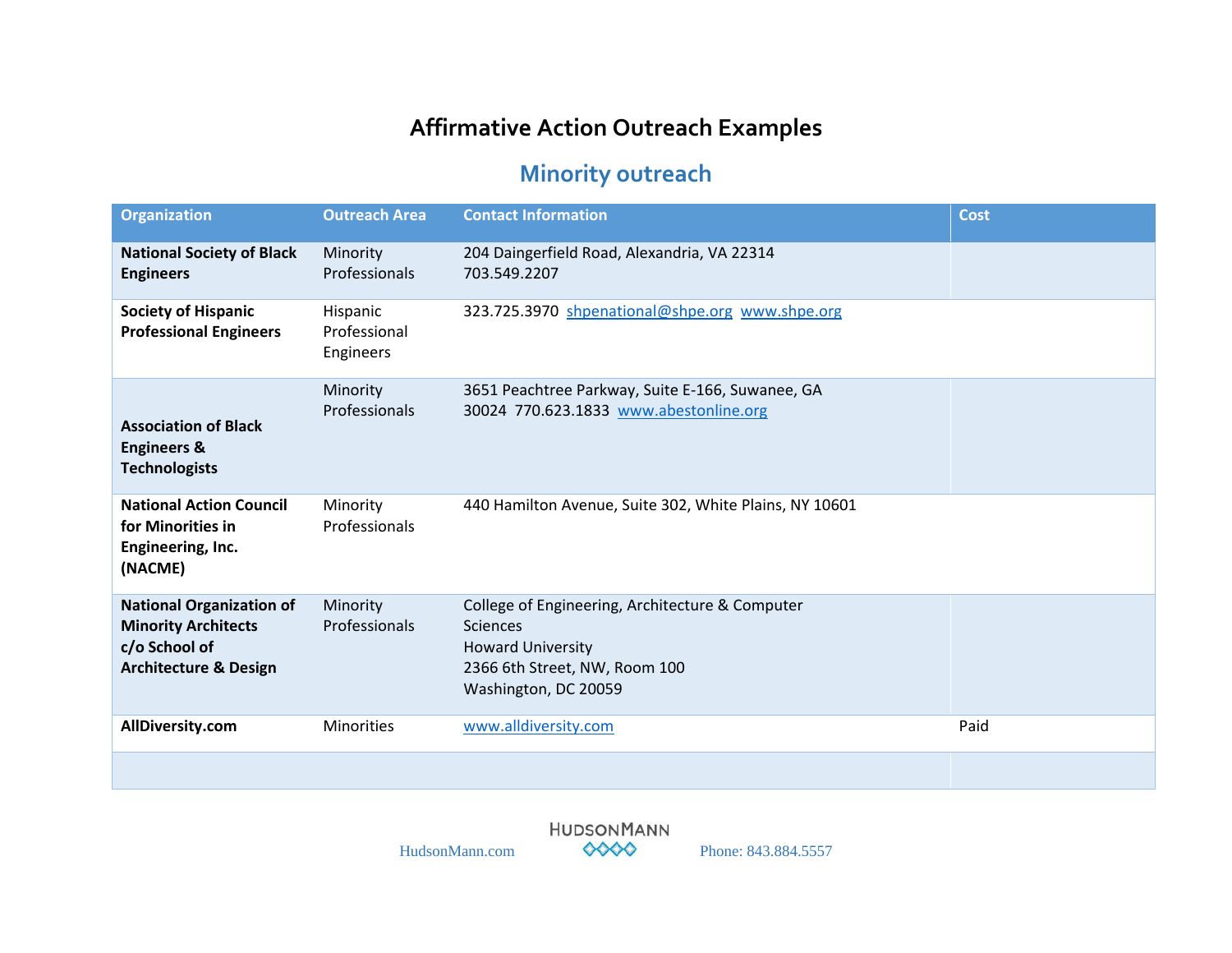# Affirmative Action Outreach Examples

## Minority outreach

| Organization | Outreach Area | Contact Information | Cost |
|---|---|---|---|
| **National Society of Black Engineers** | Minority Professionals | 204 Daingerfield Road, Alexandria, VA 22314<br>703.549.2207 | |
| **Society of Hispanic Professional Engineers** | Hispanic Professional Engineers | 323.725.3970 shpenational@shpe.org www.shpe.org | |
| **Association of Black Engineers & Technologists** | Minority Professionals | 3651 Peachtree Parkway, Suite E-166, Suwanee, GA 30024 770.623.1833 www.abestonline.org | |
| **National Action Council for Minorities in Engineering, Inc. (NACME)** | Minority Professionals | 440 Hamilton Avenue, Suite 302, White Plains, NY 10601 | |
| **National Organization of Minority Architects c/o School of Architecture & Design** | Minority Professionals | College of Engineering, Architecture & Computer Sciences<br>Howard University<br>2366 6th Street, NW, Room 100<br>Washington, DC 20059 | |
| **AllDiversity.com** | Minorities | www.alldiversity.com | Paid |
| | | | |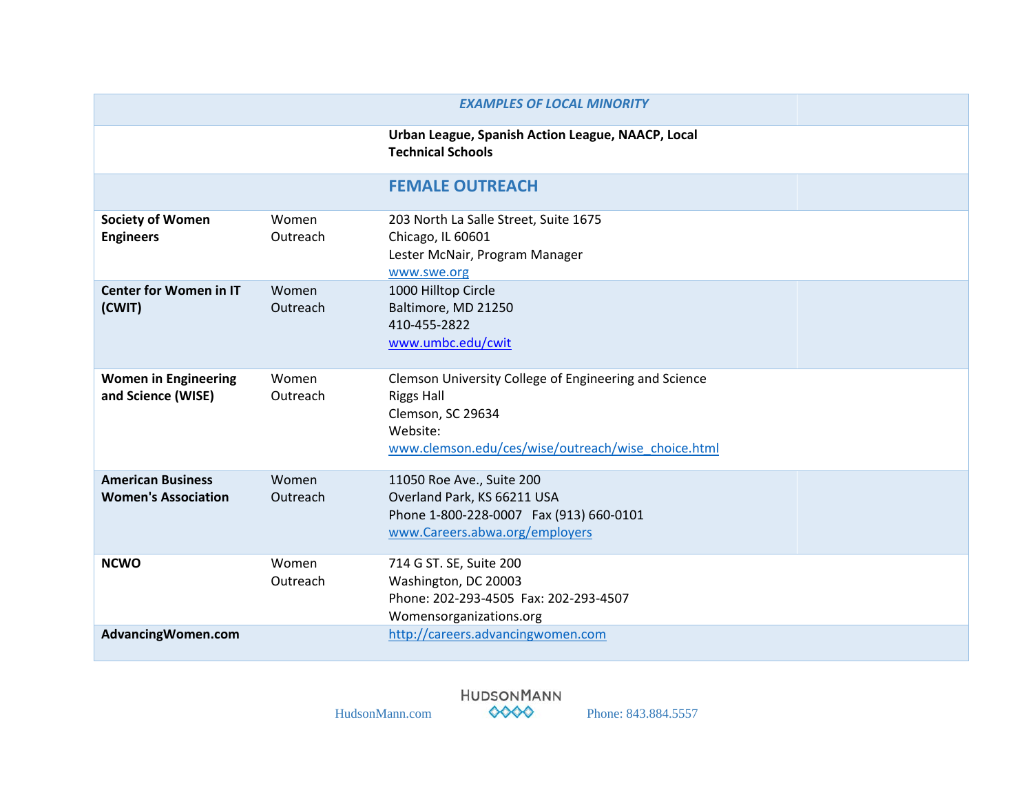| | | *EXAMPLES OF LOCAL MINORITY* | |
|---|---|---|---|
| | | **Urban League, Spanish Action League, NAACP, Local Technical Schools** | |
| | | **FEMALE OUTREACH** | |
| **Society of Women Engineers** | Women Outreach | 203 North La Salle Street, Suite 1675<br>Chicago, IL 60601<br>Lester McNair, Program Manager<br>www.swe.org | |
| **Center for Women in IT (CWIT)** | Women Outreach | 1000 Hilltop Circle<br>Baltimore, MD 21250<br>410-455-2822<br>www.umbc.edu/cwit | |
| **Women in Engineering and Science (WISE)** | Women Outreach | Clemson University College of Engineering and Science<br>Riggs Hall<br>Clemson, SC 29634<br>Website:<br>www.clemson.edu/ces/wise/outreach/wise_choice.html | |
| **American Business Women's Association** | Women Outreach | 11050 Roe Ave., Suite 200<br>Overland Park, KS 66211 USA<br>Phone 1-800-228-0007 Fax (913) 660-0101<br>www.Careers.abwa.org/employers | |
| **NCWO** | Women Outreach | 714 G ST. SE, Suite 200<br>Washington, DC 20003<br>Phone: 202-293-4505 Fax: 202-293-4507<br>Womensorganizations.org | |
| **AdvancingWomen.com** | | http://careers.advancingwomen.com | |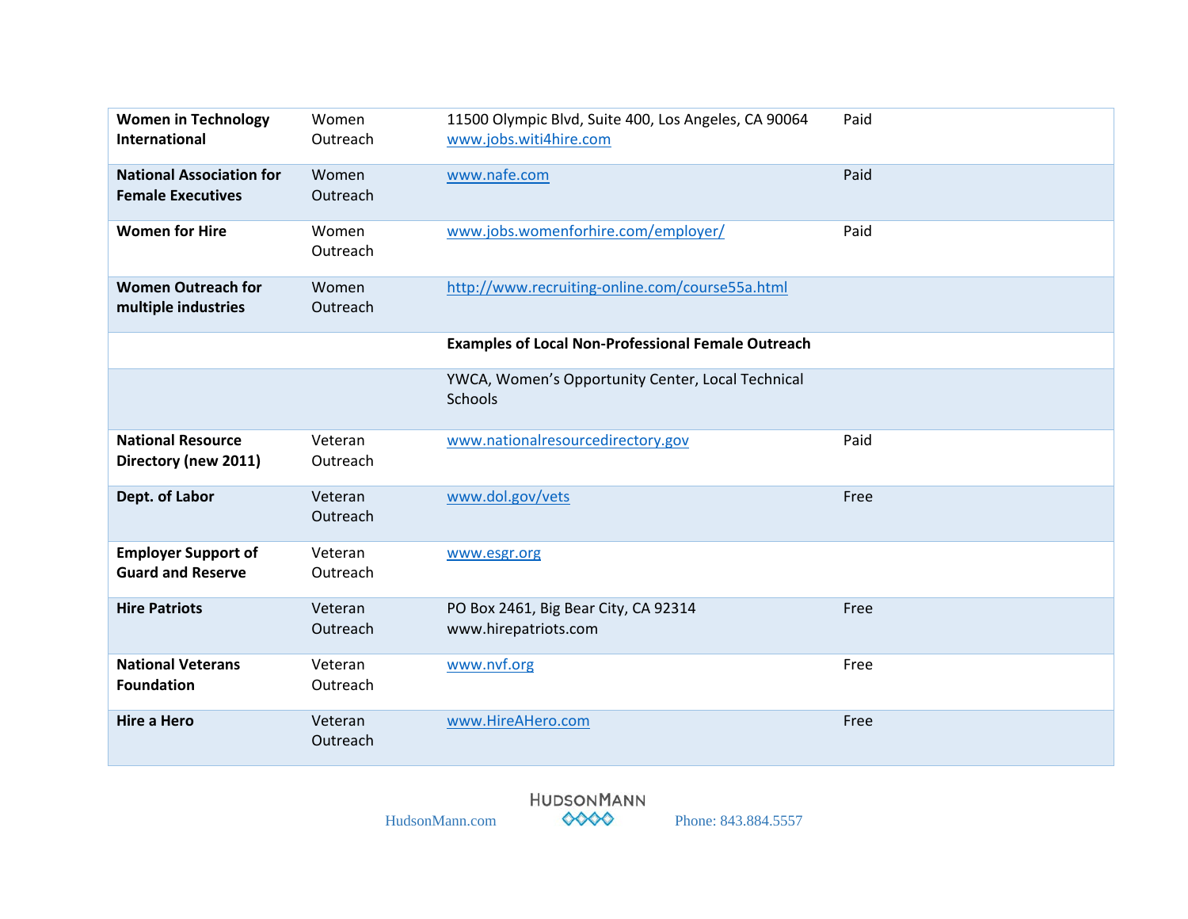| | | | |
|---|---|---|---|
| **Women in Technology International** | Women Outreach | 11500 Olympic Blvd, Suite 400, Los Angeles, CA 90064 www.jobs.witi4hire.com | Paid |
| **National Association for Female Executives** | Women Outreach | www.nafe.com | Paid |
| **Women for Hire** | Women Outreach | www.jobs.womenforhire.com/employer/ | Paid |
| **Women Outreach for multiple industries** | Women Outreach | http://www.recruiting-online.com/course55a.html | |
| | | **Examples of Local Non-Professional Female Outreach** | |
| | | YWCA, Women's Opportunity Center, Local Technical Schools | |
| **National Resource Directory (new 2011)** | Veteran Outreach | www.nationalresourcedirectory.gov | Paid |
| **Dept. of Labor** | Veteran Outreach | www.dol.gov/vets | Free |
| **Employer Support of Guard and Reserve** | Veteran Outreach | www.esgr.org | |
| **Hire Patriots** | Veteran Outreach | PO Box 2461, Big Bear City, CA 92314 www.hirepatriots.com | Free |
| **National Veterans Foundation** | Veteran Outreach | www.nvf.org | Free |
| **Hire a Hero** | Veteran Outreach | www.HireAHero.com | Free |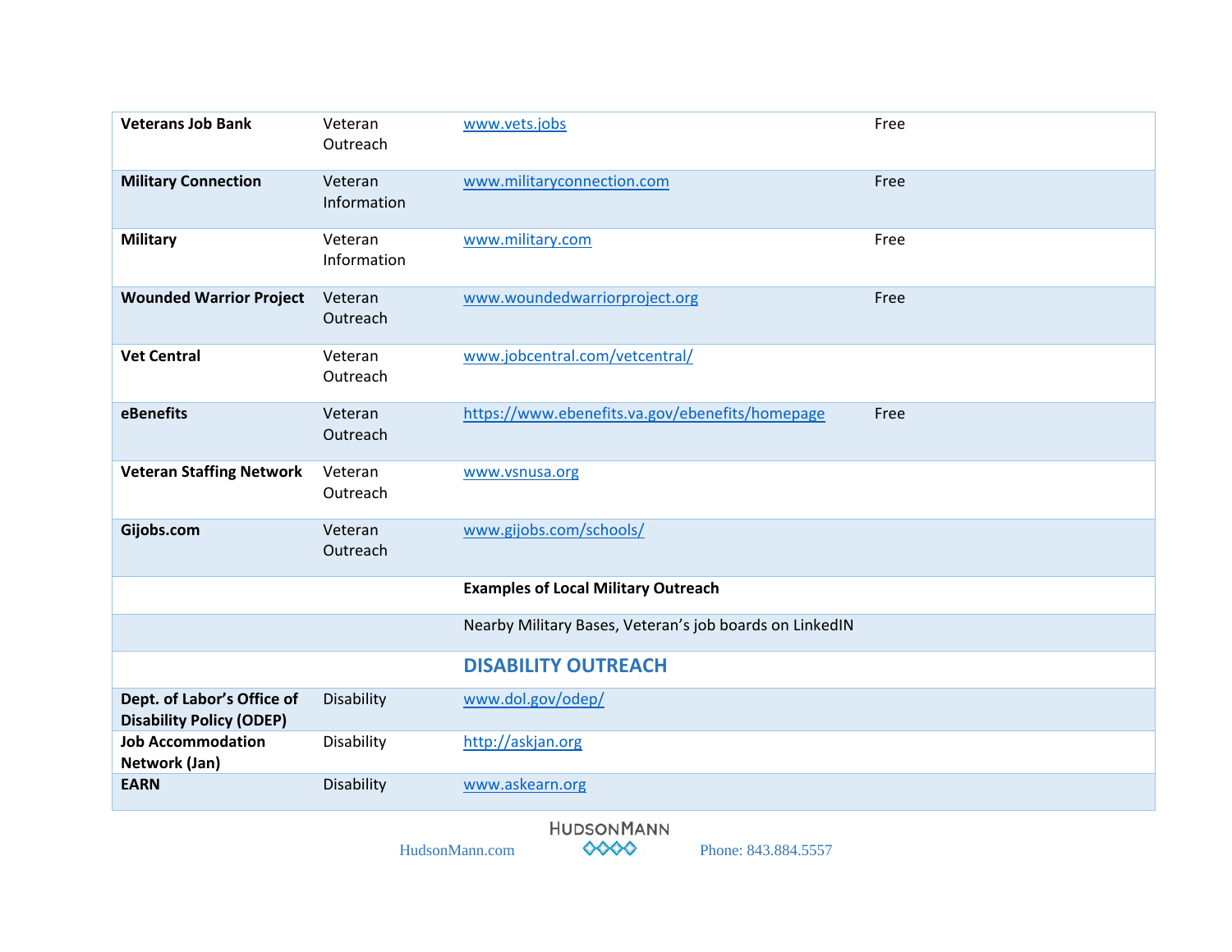| | | | |
|---|---|---|---|
| **Veterans Job Bank** | Veteran Outreach | www.vets.jobs | Free |
| **Military Connection** | Veteran Information | www.militaryconnection.com | Free |
| **Military** | Veteran Information | www.military.com | Free |
| **Wounded Warrior Project** | Veteran Outreach | www.woundedwarriorproject.org | Free |
| **Vet Central** | Veteran Outreach | www.jobcentral.com/vetcentral/ | |
| **eBenefits** | Veteran Outreach | https://www.ebenefits.va.gov/ebenefits/homepage | Free |
| **Veteran Staffing Network** | Veteran Outreach | www.vsnusa.org | |
| **Gijobs.com** | Veteran Outreach | www.gijobs.com/schools/ | |
| | | **Examples of Local Military Outreach** | |
| | | Nearby Military Bases, Veteran's job boards on LinkedIN | |
| | | **DISABILITY OUTREACH** | |
| **Dept. of Labor's Office of Disability Policy (ODEP)** | Disability | www.dol.gov/odep/ | |
| **Job Accommodation Network (Jan)** | Disability | http://askjan.org | |
| **EARN** | Disability | www.askearn.org | |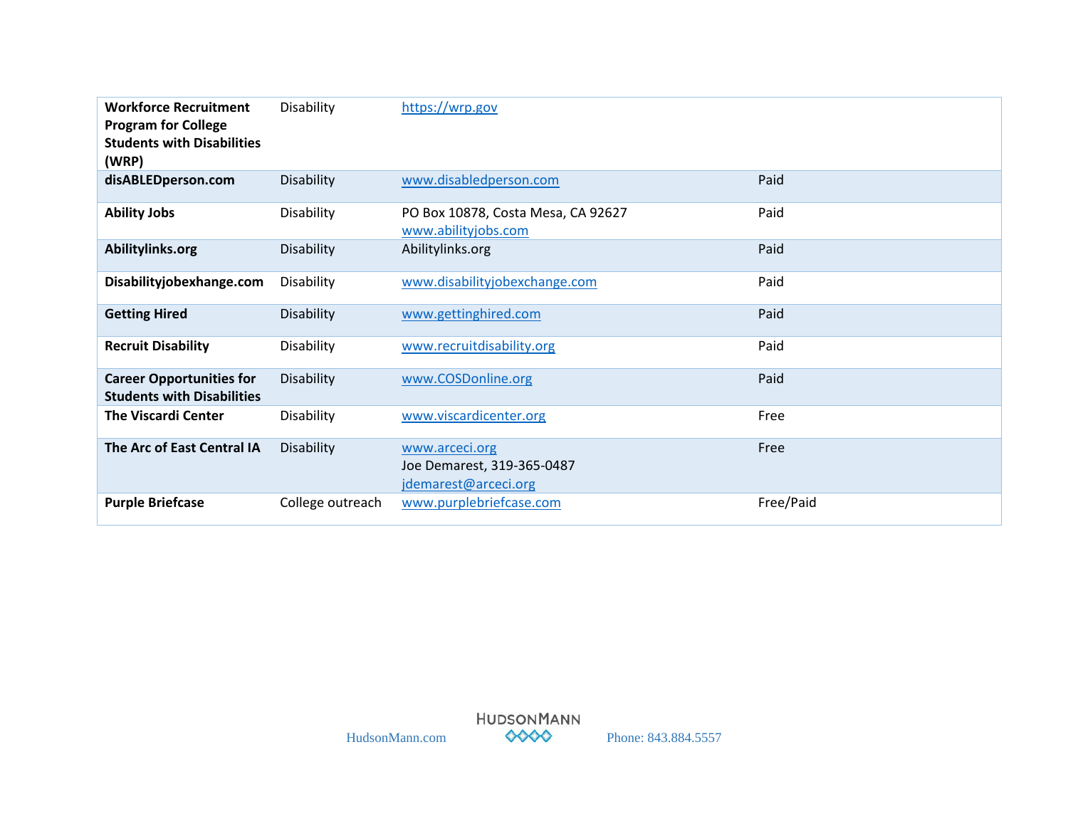| | | | |
|---|---|---|---|
| **Workforce Recruitment Program for College Students with Disabilities (WRP)** | Disability | https://wrp.gov | |
| **disABLEDperson.com** | Disability | www.disabledperson.com | Paid |
| **Ability Jobs** | Disability | PO Box 10878, Costa Mesa, CA 92627 www.abilityjobs.com | Paid |
| **Abilitylinks.org** | Disability | Abilitylinks.org | Paid |
| **Disabilityjobexhange.com** | Disability | www.disabilityjobexchange.com | Paid |
| **Getting Hired** | Disability | www.gettinghired.com | Paid |
| **Recruit Disability** | Disability | www.recruitdisability.org | Paid |
| **Career Opportunities for Students with Disabilities** | Disability | www.COSDonline.org | Paid |
| **The Viscardi Center** | Disability | www.viscardicenter.org | Free |
| **The Arc of East Central IA** | Disability | www.arceci.org Joe Demarest, 319-365-0487 jdemarest@arceci.org | Free |
| **Purple Briefcase** | College outreach | www.purplebriefcase.com | Free/Paid |